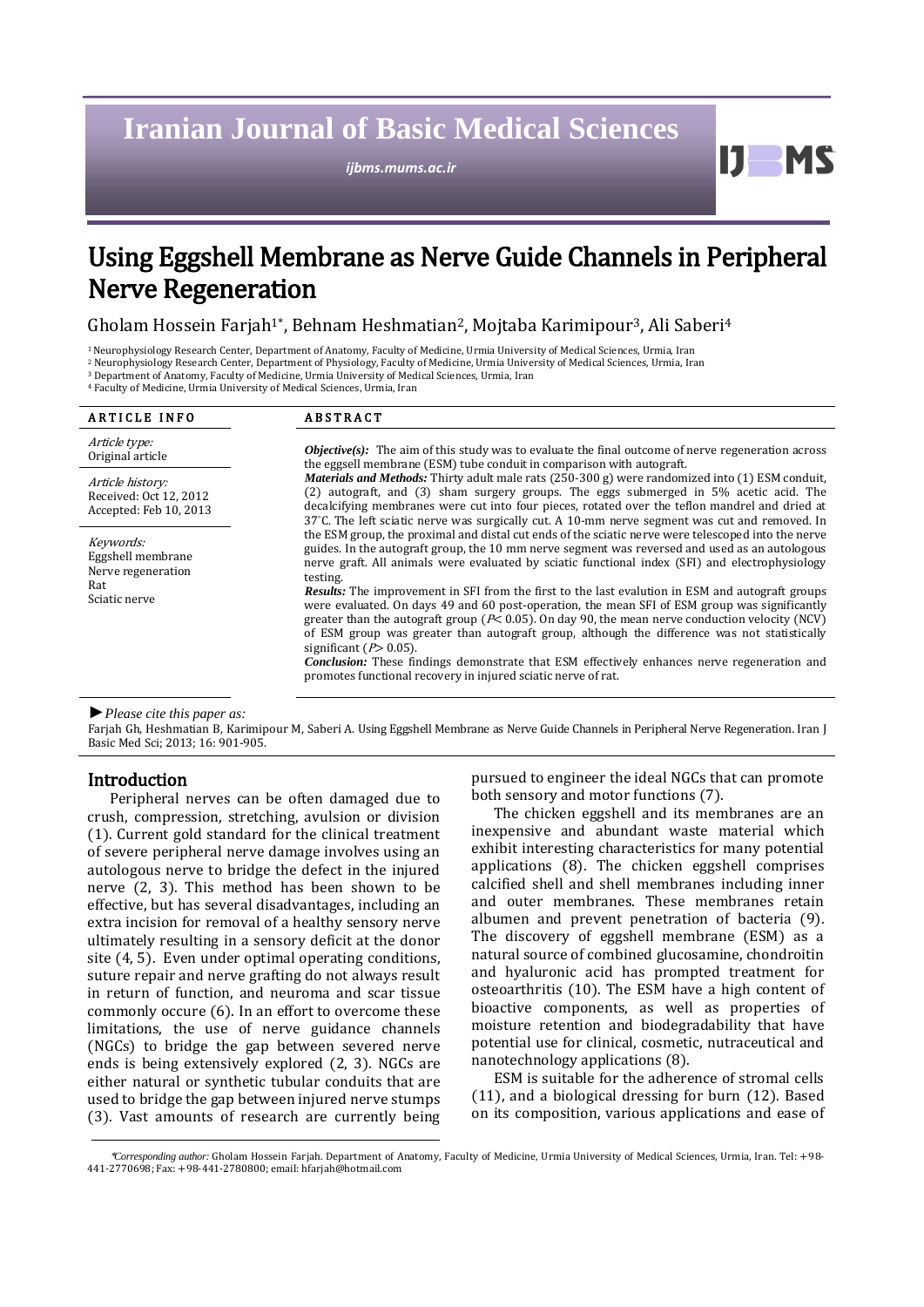# Iranian Journal of Basic Medical Sciences

*ijbms.mums.ac.ir*

# Using Eggshell Membrane as Nerve Guide Channels in Peripheral Nerve Regeneration

Gholam Hossein Farjah[1*], Behnam Heshmatian[2], Mojtaba Karimipour[3], Ali Saberi[4]

[1] Neurophysiology Research Center, Department of Anatomy, Faculty of Medicine, Urmia University of Medical Sciences, Urmia, Iran
[2] Neurophysiology Research Center, Department of Physiology, Faculty of Medicine, Urmia University of Medical Sciences, Urmia, Iran
[3] Department of Anatomy, Faculty of Medicine, Urmia University of Medical Sciences, Urmia, Iran
[4] Faculty of Medicine, Urmia University of Medical Sciences, Urmia, Iran

**ARTICLE INFO**

*Article type:*
Original article

*Article history:*
Received: Oct 12, 2012
Accepted: Feb 10, 2013

*Keywords:*
Eggshell membrane
Nerve regeneration
Rat
Sciatic nerve

**ABSTRACT**

***Objective(s):*** The aim of this study was to evaluate the final outcome of nerve regeneration across the eggsell membrane (ESM) tube conduit in comparison with autograft.

***Materials and Methods:*** Thirty adult male rats (250-300 g) were randomized into (1) ESM conduit, (2) autograft, and (3) sham surgery groups. The eggs submerged in 5% acetic acid. The decalcifying membranes were cut into four pieces, rotated over the teflon mandrel and dried at 37°C. The left sciatic nerve was surgically cut. A 10-mm nerve segment was cut and removed. In the ESM group, the proximal and distal cut ends of the sciatic nerve were telescoped into the nerve guides. In the autograft group, the 10 mm nerve segment was reversed and used as an autologous nerve graft. All animals were evaluated by sciatic functional index (SFI) and electrophysiology testing.

***Results:*** The improvement in SFI from the first to the last evalution in ESM and autograft groups were evaluated. On days 49 and 60 post-operation, the mean SFI of ESM group was significantly greater than the autograft group ($P$< 0.05). On day 90, the mean nerve conduction velocity (NCV) of ESM group was greater than autograft group, although the difference was not statistically significant ($P$> 0.05).

***Conclusion:*** These findings demonstrate that ESM effectively enhances nerve regeneration and promotes functional recovery in injured sciatic nerve of rat.

► *Please cite this paper as:*
Farjah Gh, Heshmatian B, Karimipour M, Saberi A. Using Eggshell Membrane as Nerve Guide Channels in Peripheral Nerve Regeneration. Iran J Basic Med Sci; 2013; 16: 901-905.

## Introduction

Peripheral nerves can be often damaged due to crush, compression, stretching, avulsion or division (1). Current gold standard for the clinical treatment of severe peripheral nerve damage involves using an autologous nerve to bridge the defect in the injured nerve (2, 3). This method has been shown to be effective, but has several disadvantages, including an extra incision for removal of a healthy sensory nerve ultimately resulting in a sensory deficit at the donor site (4, 5). Even under optimal operating conditions, suture repair and nerve grafting do not always result in return of function, and neuroma and scar tissue commonly occure (6). In an effort to overcome these limitations, the use of nerve guidance channels (NGCs) to bridge the gap between severed nerve ends is being extensively explored (2, 3). NGCs are either natural or synthetic tubular conduits that are used to bridge the gap between injured nerve stumps (3). Vast amounts of research are currently being pursued to engineer the ideal NGCs that can promote both sensory and motor functions (7).

The chicken eggshell and its membranes are an inexpensive and abundant waste material which exhibit interesting characteristics for many potential applications (8). The chicken eggshell comprises calcified shell and shell membranes including inner and outer membranes. These membranes retain albumen and prevent penetration of bacteria (9). The discovery of eggshell membrane (ESM) as a natural source of combined glucosamine, chondroitin and hyaluronic acid has prompted treatment for osteoarthritis (10). The ESM have a high content of bioactive components, as well as properties of moisture retention and biodegradability that have potential use for clinical, cosmetic, nutraceutical and nanotechnology applications (8).

ESM is suitable for the adherence of stromal cells (11), and a biological dressing for burn (12). Based on its composition, various applications and ease of

*Corresponding author: Gholam Hossein Farjah. Department of Anatomy, Faculty of Medicine, Urmia University of Medical Sciences, Urmia, Iran. Tel: +98-441-2770698; Fax: +98-441-2780800; email: hfarjah@hotmail.com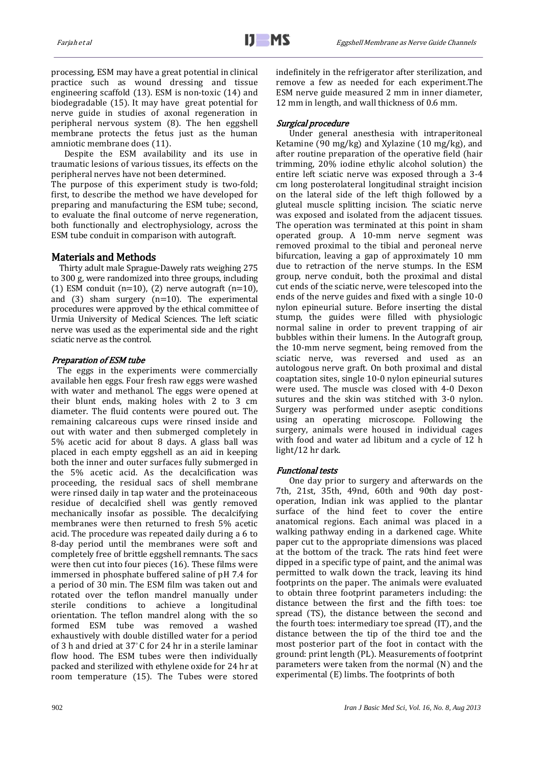processing, ESM may have a great potential in clinical practice such as wound dressing and tissue engineering scaffold (13). ESM is non-toxic (14) and biodegradable (15). It may have great potential for nerve guide in studies of axonal regeneration in peripheral nervous system (8). The hen eggshell membrane protects the fetus just as the human amniotic membrane does (11).

Despite the ESM availability and its use in traumatic lesions of various tissues, its effects on the peripheral nerves have not been determined.

The purpose of this experiment study is two-fold; first, to describe the method we have developed for preparing and manufacturing the ESM tube; second, to evaluate the final outcome of nerve regeneration, both functionally and electrophysiology, across the ESM tube conduit in comparison with autograft.

## Materials and Methods

Thirty adult male Sprague-Dawely rats weighing 275 to 300 g, were randomized into three groups, including (1) ESM conduit (n=10), (2) nerve autograft (n=10), and (3) sham surgery (n=10). The experimental procedures were approved by the ethical committee of Urmia University of Medical Sciences. The left sciatic nerve was used as the experimental side and the right sciatic nerve as the control.

### *Preparation of ESM tube*

The eggs in the experiments were commercially available hen eggs. Four fresh raw eggs were washed with water and methanol. The eggs were opened at their blunt ends, making holes with 2 to 3 cm diameter. The fluid contents were poured out. The remaining calcareous cups were rinsed inside and out with water and then submerged completely in 5% acetic acid for about 8 days. A glass ball was placed in each empty eggshell as an aid in keeping both the inner and outer surfaces fully submerged in the 5% acetic acid. As the decalcification was proceeding, the residual sacs of shell membrane were rinsed daily in tap water and the proteinaceous residue of decalcified shell was gently removed mechanically insofar as possible. The decalcifying membranes were then returned to fresh 5% acetic acid. The procedure was repeated daily during a 6 to 8-day period until the membranes were soft and completely free of brittle eggshell remnants. The sacs were then cut into four pieces (16). These films were immersed in phosphate buffered saline of pH 7.4 for a period of 30 min. The ESM film was taken out and rotated over the teflon mandrel manually under sterile conditions to achieve a longitudinal orientation. The teflon mandrel along with the so formed ESM tube was removed a washed exhaustively with double distilled water for a period of 3 h and dried at 37° C for 24 hr in a sterile laminar flow hood. The ESM tubes were then individually packed and sterilized with ethylene oxide for 24 hr at room temperature (15). The Tubes were stored indefinitely in the refrigerator after sterilization, and remove a few as needed for each experiment.The ESM nerve guide measured 2 mm in inner diameter, 12 mm in length, and wall thickness of 0.6 mm.

### *Surgical procedure*

Under general anesthesia with intraperitoneal Ketamine (90 mg/kg) and Xylazine (10 mg/kg), and after routine preparation of the operative field (hair trimming, 20% iodine ethylic alcohol solution) the entire left sciatic nerve was exposed through a 3-4 cm long posterolateral longitudinal straight incision on the lateral side of the left thigh followed by a gluteal muscle splitting incision. The sciatic nerve was exposed and isolated from the adjacent tissues. The operation was terminated at this point in sham operated group. A 10-mm nerve segment was removed proximal to the tibial and peroneal nerve bifurcation, leaving a gap of approximately 10 mm due to retraction of the nerve stumps. In the ESM group, nerve conduit, both the proximal and distal cut ends of the sciatic nerve, were telescoped into the ends of the nerve guides and fixed with a single 10-0 nylon epineurial suture. Before inserting the distal stump, the guides were filled with physiologic normal saline in order to prevent trapping of air bubbles within their lumens. In the Autograft group, the 10-mm nerve segment, being removed from the sciatic nerve, was reversed and used as an autologous nerve graft. On both proximal and distal coaptation sites, single 10-0 nylon epineurial sutures were used. The muscle was closed with 4-0 Dexon sutures and the skin was stitched with 3-0 nylon. Surgery was performed under aseptic conditions using an operating microscope. Following the surgery, animals were housed in individual cages with food and water ad libitum and a cycle of 12 h light/12 hr dark.

### *Functional tests*

One day prior to surgery and afterwards on the 7th, 21st, 35th, 49nd, 60th and 90th day post-operation, Indian ink was applied to the plantar surface of the hind feet to cover the entire anatomical regions. Each animal was placed in a walking pathway ending in a darkened cage. White paper cut to the appropriate dimensions was placed at the bottom of the track. The rats hind feet were dipped in a specific type of paint, and the animal was permitted to walk down the track, leaving its hind footprints on the paper. The animals were evaluated to obtain three footprint parameters including: the distance between the first and the fifth toes: toe spread (TS), the distance between the second and the fourth toes: intermediary toe spread (IT), and the distance between the tip of the third toe and the most posterior part of the foot in contact with the ground: print length (PL). Measurements of footprint parameters were taken from the normal (N) and the experimental (E) limbs. The footprints of both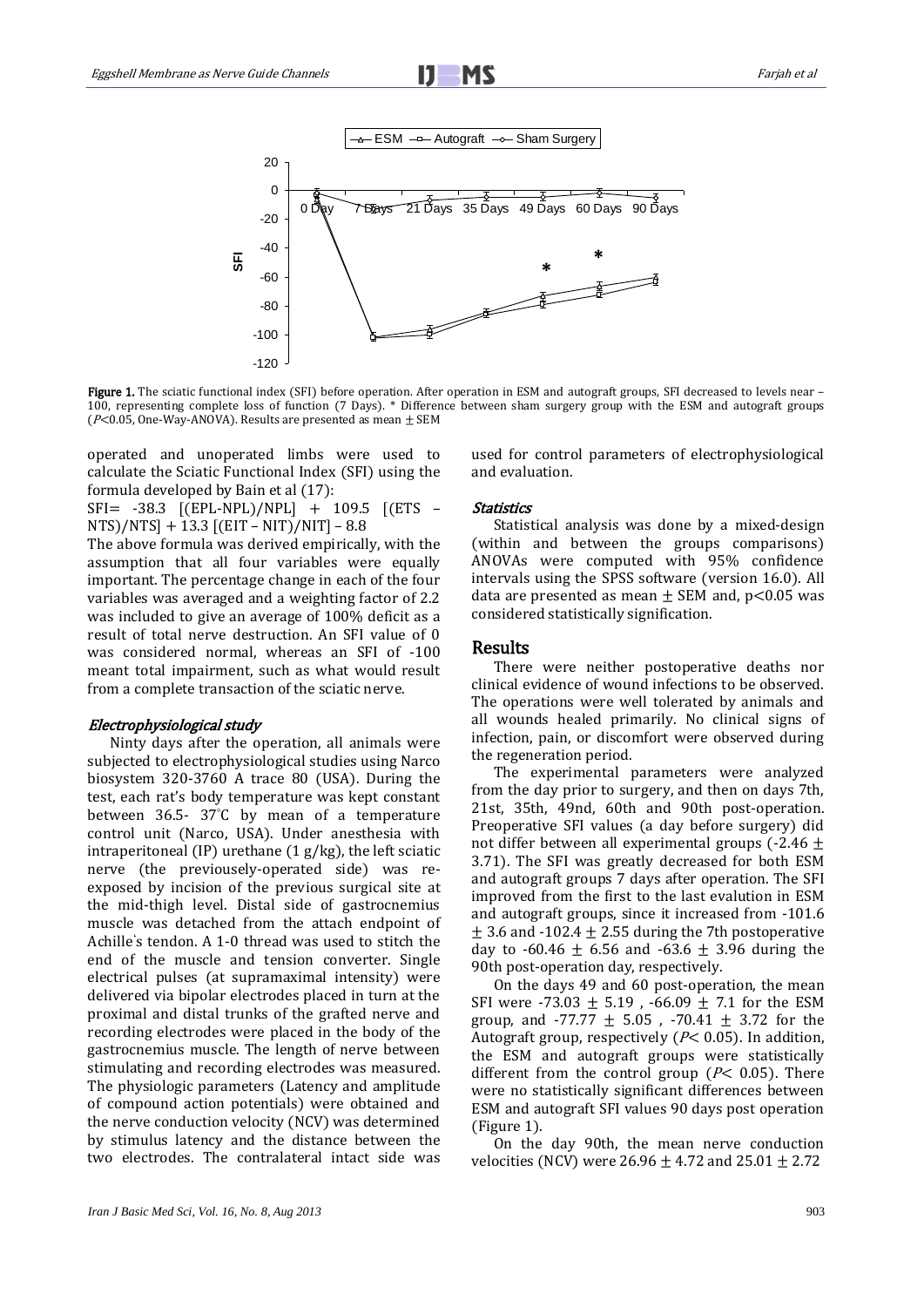Figure 1. The sciatic functional index (SFI) before operation. After operation in ESM and autograft groups, SFI decreased to levels near –100, representing complete loss of function (7 Days). * Difference between sham surgery group with the ESM and autograft groups ($P<0.05$, One-Way-ANOVA). Results are presented as mean ± SEM

operated and unoperated limbs were used to calculate the Sciatic Functional Index (SFI) using the formula developed by Bain et al (17):

SFI= -38.3 [(EPL-NPL)/NPL] + 109.5 [(ETS – NTS)/NTS] + 13.3 [(EIT – NIT)/NIT] – 8.8

The above formula was derived empirically, with the assumption that all four variables were equally important. The percentage change in each of the four variables was averaged and a weighting factor of 2.2 was included to give an average of 100% deficit as a result of total nerve destruction. An SFI value of 0 was considered normal, whereas an SFI of -100 meant total impairment, such as what would result from a complete transaction of the sciatic nerve.

### *Electrophysiological study*

Ninty days after the operation, all animals were subjected to electrophysiological studies using Narco biosystem 320-3760 A trace 80 (USA). During the test, each rat's body temperature was kept constant between 36.5- 37°C by mean of a temperature control unit (Narco, USA). Under anesthesia with intraperitoneal (IP) urethane (1 g/kg), the left sciatic nerve (the previousely-operated side) was re-exposed by incision of the previous surgical site at the mid-thigh level. Distal side of gastrocnemius muscle was detached from the attach endpoint of Achille's tendon. A 1-0 thread was used to stitch the end of the muscle and tension converter. Single electrical pulses (at supramaximal intensity) were delivered via bipolar electrodes placed in turn at the proximal and distal trunks of the grafted nerve and recording electrodes were placed in the body of the gastrocnemius muscle. The length of nerve between stimulating and recording electrodes was measured. The physiologic parameters (Latency and amplitude of compound action potentials) were obtained and the nerve conduction velocity (NCV) was determined by stimulus latency and the distance between the two electrodes. The contralateral intact side was used for control parameters of electrophysiological and evaluation.

### *Statistics*

Statistical analysis was done by a mixed-design (within and between the groups comparisons) ANOVAs were computed with 95% confidence intervals using the SPSS software (version 16.0). All data are presented as mean ± SEM and, $p<0.05$ was considered statistically signification.

## Results

There were neither postoperative deaths nor clinical evidence of wound infections to be observed. The operations were well tolerated by animals and all wounds healed primarily. No clinical signs of infection, pain, or discomfort were observed during the regeneration period.

The experimental parameters were analyzed from the day prior to surgery, and then on days 7th, 21st, 35th, 49nd, 60th and 90th post-operation. Preoperative SFI values (a day before surgery) did not differ between all experimental groups (-2.46 ± 3.71). The SFI was greatly decreased for both ESM and autograft groups 7 days after operation. The SFI improved from the first to the last evalution in ESM and autograft groups, since it increased from -101.6 ± 3.6 and -102.4 ± 2.55 during the 7th postoperative day to -60.46 ± 6.56 and -63.6 ± 3.96 during the 90th post-operation day, respectively.

On the days 49 and 60 post-operation, the mean SFI were -73.03 ± 5.19 , -66.09 ± 7.1 for the ESM group, and -77.77 ± 5.05 , -70.41 ± 3.72 for the Autograft group, respectively ($P< 0.05$). In addition, the ESM and autograft groups were statistically different from the control group ($P< 0.05$). There were no statistically significant differences between ESM and autograft SFI values 90 days post operation (Figure 1).

On the day 90th, the mean nerve conduction velocities (NCV) were 26.96 ± 4.72 and 25.01 ± 2.72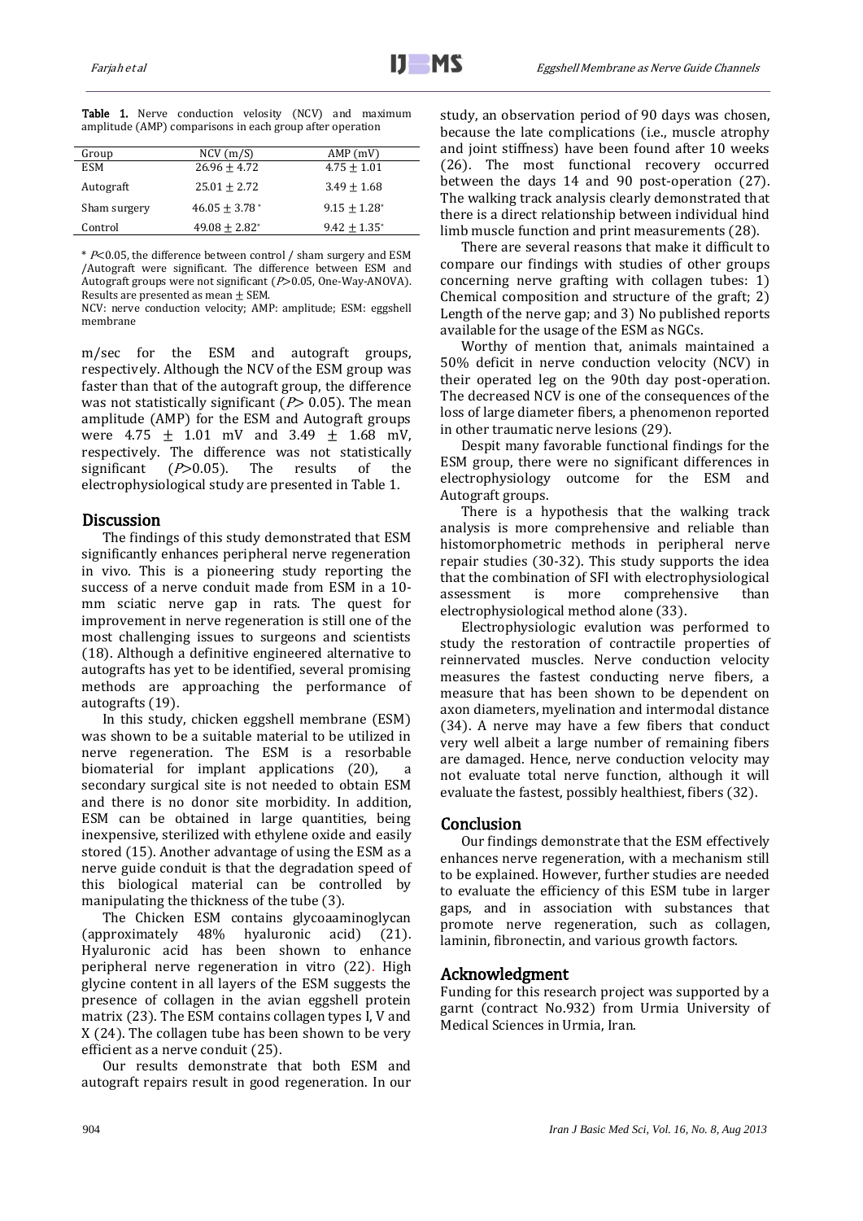**Table 1.** Nerve conduction velocity (NCV) and maximum amplitude (AMP) comparisons in each group after operation

| Group | NCV (m/S) | AMP (mV) |
|---|---|---|
| ESM | 26.96 ± 4.72 | 4.75 ± 1.01 |
| Autograft | 25.01 ± 2.72 | 3.49 ± 1.68 |
| Sham surgery | 46.05 ± 3.78 * | 9.15 ± 1.28* |
| Control | 49.08 ± 2.82* | 9.42 ± 1.35* |

* $P<0.05$, the difference between control / sham surgery and ESM /Autograft were significant. The difference between ESM and Autograft groups were not significant ($P>0.05$, One-Way-ANOVA). Results are presented as mean ± SEM.

NCV: nerve conduction velocity; AMP: amplitude; ESM: eggshell membrane

m/sec for the ESM and autograft groups, respectively. Although the NCV of the ESM group was faster than that of the autograft group, the difference was not statistically significant ($P>0.05$). The mean amplitude (AMP) for the ESM and Autograft groups were 4.75 ± 1.01 mV and 3.49 ± 1.68 mV, respectively. The difference was not statistically significant ($P>0.05$). The results of the electrophysiological study are presented in Table 1.

## Discussion

The findings of this study demonstrated that ESM significantly enhances peripheral nerve regeneration in vivo. This is a pioneering study reporting the success of a nerve conduit made from ESM in a 10-mm sciatic nerve gap in rats. The quest for improvement in nerve regeneration is still one of the most challenging issues to surgeons and scientists (18). Although a definitive engineered alternative to autografts has yet to be identified, several promising methods are approaching the performance of autografts (19).

In this study, chicken eggshell membrane (ESM) was shown to be a suitable material to be utilized in nerve regeneration. The ESM is a resorbable biomaterial for implant applications (20), a secondary surgical site is not needed to obtain ESM and there is no donor site morbidity. In addition, ESM can be obtained in large quantities, being inexpensive, sterilized with ethylene oxide and easily stored (15). Another advantage of using the ESM as a nerve guide conduit is that the degradation speed of this biological material can be controlled by manipulating the thickness of the tube (3).

The Chicken ESM contains glycoaminoglycan (approximately 48% hyaluronic acid) (21). Hyaluronic acid has been shown to enhance peripheral nerve regeneration in vitro (22). High glycine content in all layers of the ESM suggests the presence of collagen in the avian eggshell protein matrix (23). The ESM contains collagen types I, V and X (24). The collagen tube has been shown to be very efficient as a nerve conduit (25).

Our results demonstrate that both ESM and autograft repairs result in good regeneration. In our study, an observation period of 90 days was chosen, because the late complications (i.e., muscle atrophy and joint stiffness) have been found after 10 weeks (26). The most functional recovery occurred between the days 14 and 90 post-operation (27). The walking track analysis clearly demonstrated that there is a direct relationship between individual hind limb muscle function and print measurements (28).

There are several reasons that make it difficult to compare our findings with studies of other groups concerning nerve grafting with collagen tubes: 1) Chemical composition and structure of the graft; 2) Length of the nerve gap; and 3) No published reports available for the usage of the ESM as NGCs.

Worthy of mention that, animals maintained a 50% deficit in nerve conduction velocity (NCV) in their operated leg on the 90th day post-operation. The decreased NCV is one of the consequences of the loss of large diameter fibers, a phenomenon reported in other traumatic nerve lesions (29).

Despit many favorable functional findings for the ESM group, there were no significant differences in electrophysiology outcome for the ESM and Autograft groups.

There is a hypothesis that the walking track analysis is more comprehensive and reliable than histomorphometric methods in peripheral nerve repair studies (30-32). This study supports the idea that the combination of SFI with electrophysiological assessment is more comprehensive than electrophysiological method alone (33).

Electrophysiologic evalution was performed to study the restoration of contractile properties of reinnervated muscles. Nerve conduction velocity measures the fastest conducting nerve fibers, a measure that has been shown to be dependent on axon diameters, myelination and intermodal distance (34). A nerve may have a few fibers that conduct very well albeit a large number of remaining fibers are damaged. Hence, nerve conduction velocity may not evaluate total nerve function, although it will evaluate the fastest, possibly healthiest, fibers (32).

## Conclusion

Our findings demonstrate that the ESM effectively enhances nerve regeneration, with a mechanism still to be explained. However, further studies are needed to evaluate the efficiency of this ESM tube in larger gaps, and in association with substances that promote nerve regeneration, such as collagen, laminin, fibronectin, and various growth factors.

## Acknowledgment

Funding for this research project was supported by a garnt (contract No.932) from Urmia University of Medical Sciences in Urmia, Iran.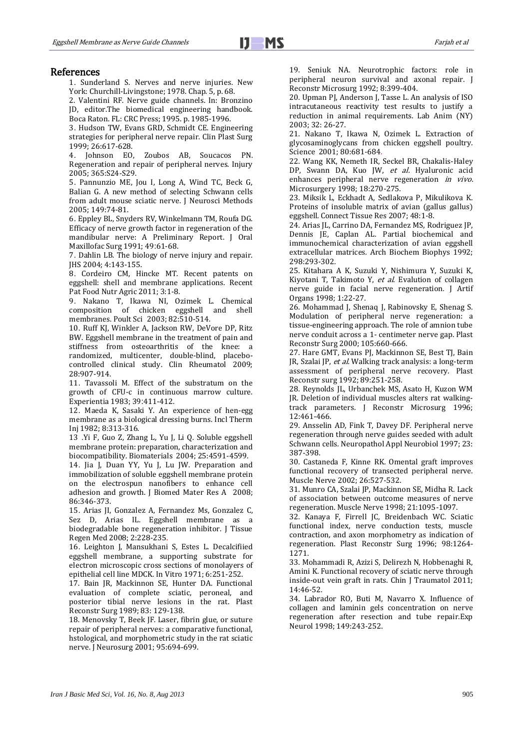## References

1. Sunderland S. Nerves and nerve injuries. New York: Churchill-Livingstone; 1978. Chap. 5, p. 68.
2. Valentini RF. Nerve guide channels. In: Bronzino JD, editor.The biomedical engineering handbook. Boca Raton. FL: CRC Press; 1995. p. 1985-1996.
3. Hudson TW, Evans GRD, Schmidt CE. Engineering strategies for peripheral nerve repair. Clin Plast Surg 1999; 26:617-628.
4. Johnson EO, Zoubos AB, Soucacos PN. Regeneration and repair of peripheral nerves. Injury 2005; 365:S24-S29.
5. Pannunzio ME, Jou I, Long A, Wind TC, Beck G, Balian G. A new method of selecting Schwann cells from adult mouse sciatic nerve. J Neurosci Methods 2005; 149:74-81.
6. Eppley BL, Snyders RV, Winkelmann TM, Roufa DG. Efficacy of nerve growth factor in regeneration of the mandibular nerve: A Preliminary Report. J Oral Maxillofac Surg 1991; 49:61-68.
7. Dahlin LB. The biology of nerve injury and repair. JHS 2004; 4:143-155.
8. Cordeiro CM, Hincke MT. Recent patents on eggshell: shell and membrane applications. Recent Pat Food Nutr Agric 2011; 3:1-8.
9. Nakano T, Ikawa NI, Ozimek L. Chemical composition of chicken eggshell and shell membranes. Poult Sci 2003; 82:510-514.
10. Ruff KJ, Winkler A, Jackson RW, DeVore DP, Ritz BW. Eggshell membrane in the treatment of pain and stiffness from osteoarthritis of the knee: a randomized, multicenter, double-blind, placebo-controlled clinical study. Clin Rheumatol 2009; 28:907-914.
11. Tavassoli M. Effect of the substratum on the growth of CFU-c in continuous marrow culture. Experientia 1983; 39:411-412.
12. Maeda K, Sasaki Y. An experience of hen-egg membrane as a biological dressing burns. Incl Therm Inj 1982; 8:313-316.
13 .Yi F, Guo Z, Zhang L, Yu J, Li Q. Soluble eggshell membrane protein: preparation, characterization and biocompatibility. Biomaterials 2004; 25:4591-4599.
14. Jia J, Duan YY, Yu J, Lu JW. Preparation and immobilization of soluble eggshell membrane protein on the electrospun nanofibers to enhance cell adhesion and growth. J Biomed Mater Res A 2008; 86:346-373.
15. Arias JI, Gonzalez A, Fernandez Ms, Gonzalez C, Sez D, Arias IL. Eggshell membrane as a biodegradable bone regeneration inhibitor. J Tissue Regen Med 2008; 2:228-235.
16. Leighton J, Mansukhani S, Estes L. Decalcifiied eggshell membrane, a supporting substrate for electron microscopic cross sections of monolayers of epithelial cell line MDCK. In Vitro 1971; 6:251-252.
17. Bain JR, Mackinnon SE, Hunter DA. Functional evaluation of complete sciatic, peroneal, and posterior tibial nerve lesions in the rat. Plast Reconstr Surg 1989; 83: 129-138.
18. Menovsky T, Beek JF. Laser, fibrin glue, or suture repair of peripheral nerves: a comparative functional, hstological, and morphometric study in the rat sciatic nerve. J Neurosurg 2001; 95:694-699.
19. Seniuk NA. Neurotrophic factors: role in peripheral neuron survival and axonal repair. J Reconstr Microsurg 1992; 8:399-404.
20. Upman PJ, Anderson J, Tasse L. An analysis of ISO intracutaneous reactivity test results to justify a reduction in animal requirements. Lab Anim (NY) 2003; 32: 26-27.
21. Nakano T, Ikawa N, Ozimek L. Extraction of glycosaminoglycans from chicken eggshell poultry. Science 2001; 80:681-684.
22. Wang KK, Nemeth IR, Seckel BR, Chakalis-Haley DP, Swann DA, Kuo JW, *et al.* Hyaluronic acid enhances peripheral nerve regeneration *in vivo.* Microsurgery 1998; 18:270-275.
23. Miksik L, Eckhadt A, Sedlakova P, Mikulikova K. Proteins of insoluble matrix of avian (gallus gallus) eggshell. Connect Tissue Res 2007; 48:1-8.
24. Arias JL, Carrino DA, Fernandez MS, Rodriguez JP, Dennis JE, Caplan AL. Partial biochemical and immunochemical characterization of avian eggshell extracellular matrices. Arch Biochem Biophys 1992; 298:293-302.
25. Kitahara A K, Suzuki Y, Nishimura Y, Suzuki K, Kiyotani T, Takimoto Y, *et al.* Evalution of collagen nerve guide in facial nerve regeneration. J Artif Organs 1998; 1:22-27.
26. Mohammad J, Shenaq J, Rabinovsky E, Shenag S. Modulation of peripheral nerve regeneration: a tissue-engineering approach. The role of amnion tube nerve conduit across a 1- centimeter nerve gap. Plast Reconstr Surg 2000; 105:660-666.
27. Hare GMT, Evans PJ, Mackinnon SE, Best TJ, Bain JR, Szalai JP, *et al.* Walking track analysis: a long-term assessment of peripheral nerve recovery. Plast Reconstr surg 1992; 89:251-258.
28. Reynolds JL, Urbanchek MS, Asato H, Kuzon WM JR. Deletion of individual muscles alters rat walking-track parameters. J Reconstr Microsurg 1996; 12:461-466.
29. Ansselin AD, Fink T, Davey DF. Peripheral nerve regeneration through nerve guides seeded with adult Schwann cells. Neuropathol Appl Neurobiol 1997; 23: 387-398.
30. Castaneda F, Kinne RK. Omental graft improves functional recovery of transected peripheral nerve. Muscle Nerve 2002; 26:527-532.
31. Munro CA, Szalai JP, Mackinnon SE, Midha R. Lack of association between outcome measures of nerve regeneration. Muscle Nerve 1998; 21:1095-1097.
32. Kanaya F, Firrell JC, Breidenbach WC. Sciatic functional index, nerve conduction tests, muscle contraction, and axon morphometry as indication of regeneration. Plast Reconstr Surg 1996; 98:1264-1271.
33. Mohammadi R, Azizi S, Delirezh N, Hobbenaghi R, Amini K. Functional recovery of sciatic nerve through inside-out vein graft in rats. Chin J Traumatol 2011; 14:46-52.
34. Labrador RO, Buti M, Navarro X. Influence of collagen and laminin gels concentration on nerve regeneration after resection and tube repair.Exp Neurol 1998; 149:243-252.